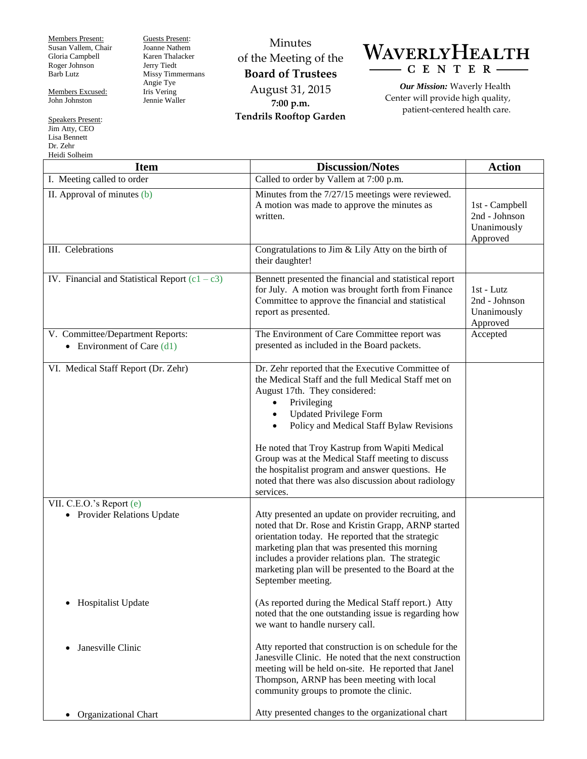Members Present:
Susan Vallem, Chair
Gloria Campbell
Roger Johnson
Barb Lutz

Members Excused:
John Johnston

Speakers Present:
Jim Atty, CEO
Lisa Bennett
Dr. Zehr
Heidi Solheim

Guests Present:
Joanne Nathem
Karen Thalacker
Jerry Tiedt
Missy Timmermans
Angie Tye
Iris Vering
Jennie Waller

# Minutes of the Meeting of the **Board of Trustees**

August 31, 2015
**7:00 p.m.**
**Tendrils Rooftop Garden**

**WAVERLY HEALTH CENTER**

***Our Mission:*** Waverly Health Center will provide high quality, patient-centered health care.

| Item | Discussion/Notes | Action |
|---|---|---|
| I. Meeting called to order | Called to order by Vallem at 7:00 p.m. | |
| II. Approval of minutes (b) | Minutes from the 7/27/15 meetings were reviewed. A motion was made to approve the minutes as written. | 1st - Campbell<br>2nd - Johnson<br>Unanimously Approved |
| III. Celebrations | Congratulations to Jim & Lily Atty on the birth of their daughter! | |
| IV. Financial and Statistical Report (c1 – c3) | Bennett presented the financial and statistical report for July. A motion was brought forth from Finance Committee to approve the financial and statistical report as presented. | 1st - Lutz<br>2nd - Johnson<br>Unanimously Approved |
| V. Committee/Department Reports:<br>• Environment of Care (d1) | The Environment of Care Committee report was presented as included in the Board packets. | Accepted |
| VI. Medical Staff Report (Dr. Zehr) | Dr. Zehr reported that the Executive Committee of the Medical Staff and the full Medical Staff met on August 17th. They considered:<br>• Privileging<br>• Updated Privilege Form<br>• Policy and Medical Staff Bylaw Revisions<br><br>He noted that Troy Kastrup from Wapiti Medical Group was at the Medical Staff meeting to discuss the hospitalist program and answer questions. He noted that there was also discussion about radiology services. | |
| VII. C.E.O.'s Report (e)<br>• Provider Relations Update | Atty presented an update on provider recruiting, and noted that Dr. Rose and Kristin Grapp, ARNP started orientation today. He reported that the strategic marketing plan that was presented this morning includes a provider relations plan. The strategic marketing plan will be presented to the Board at the September meeting. | |
| • Hospitalist Update | (As reported during the Medical Staff report.) Atty noted that the one outstanding issue is regarding how we want to handle nursery call. | |
| • Janesville Clinic | Atty reported that construction is on schedule for the Janesville Clinic. He noted that the next construction meeting will be held on-site. He reported that Janel Thompson, ARNP has been meeting with local community groups to promote the clinic. | |
| • Organizational Chart | Atty presented changes to the organizational chart | |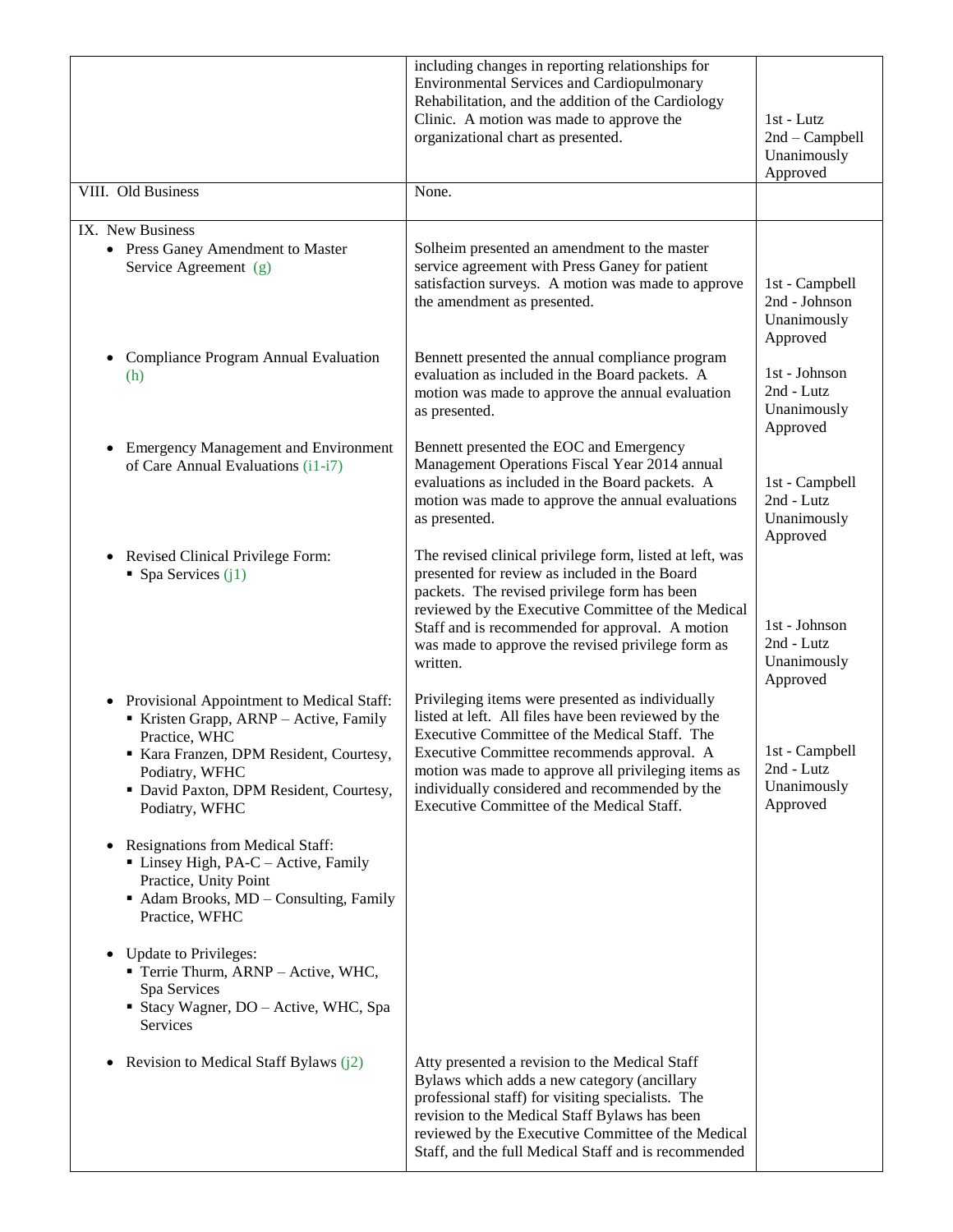| | | |
|---|---|---|
| | including changes in reporting relationships for Environmental Services and Cardiopulmonary Rehabilitation, and the addition of the Cardiology Clinic. A motion was made to approve the organizational chart as presented. | 1st - Lutz<br>2nd – Campbell<br>Unanimously Approved |
| VIII. Old Business | None. | |
| IX. New Business<br>• Press Ganey Amendment to Master Service Agreement (g) | Solheim presented an amendment to the master service agreement with Press Ganey for patient satisfaction surveys. A motion was made to approve the amendment as presented. | 1st - Campbell<br>2nd - Johnson<br>Unanimously Approved |
| • Compliance Program Annual Evaluation (h) | Bennett presented the annual compliance program evaluation as included in the Board packets. A motion was made to approve the annual evaluation as presented. | 1st - Johnson<br>2nd - Lutz<br>Unanimously Approved |
| • Emergency Management and Environment of Care Annual Evaluations (i1-i7) | Bennett presented the EOC and Emergency Management Operations Fiscal Year 2014 annual evaluations as included in the Board packets. A motion was made to approve the annual evaluations as presented. | 1st - Campbell<br>2nd - Lutz<br>Unanimously Approved |
| • Revised Clinical Privilege Form:<br>▪ Spa Services (j1) | The revised clinical privilege form, listed at left, was presented for review as included in the Board packets. The revised privilege form has been reviewed by the Executive Committee of the Medical Staff and is recommended for approval. A motion was made to approve the revised privilege form as written. | 1st - Johnson<br>2nd - Lutz<br>Unanimously Approved |
| • Provisional Appointment to Medical Staff:<br>▪ Kristen Grapp, ARNP – Active, Family Practice, WHC<br>▪ Kara Franzen, DPM Resident, Courtesy, Podiatry, WFHC<br>▪ David Paxton, DPM Resident, Courtesy, Podiatry, WFHC<br><br>• Resignations from Medical Staff:<br>▪ Linsey High, PA-C – Active, Family Practice, Unity Point<br>▪ Adam Brooks, MD – Consulting, Family Practice, WFHC<br><br>• Update to Privileges:<br>▪ Terrie Thurm, ARNP – Active, WHC, Spa Services<br>▪ Stacy Wagner, DO – Active, WHC, Spa Services | Privileging items were presented as individually listed at left. All files have been reviewed by the Executive Committee of the Medical Staff. The Executive Committee recommends approval. A motion was made to approve all privileging items as individually considered and recommended by the Executive Committee of the Medical Staff. | 1st - Campbell<br>2nd - Lutz<br>Unanimously Approved |
| • Revision to Medical Staff Bylaws (j2) | Atty presented a revision to the Medical Staff Bylaws which adds a new category (ancillary professional staff) for visiting specialists. The revision to the Medical Staff Bylaws has been reviewed by the Executive Committee of the Medical Staff, and the full Medical Staff and is recommended | |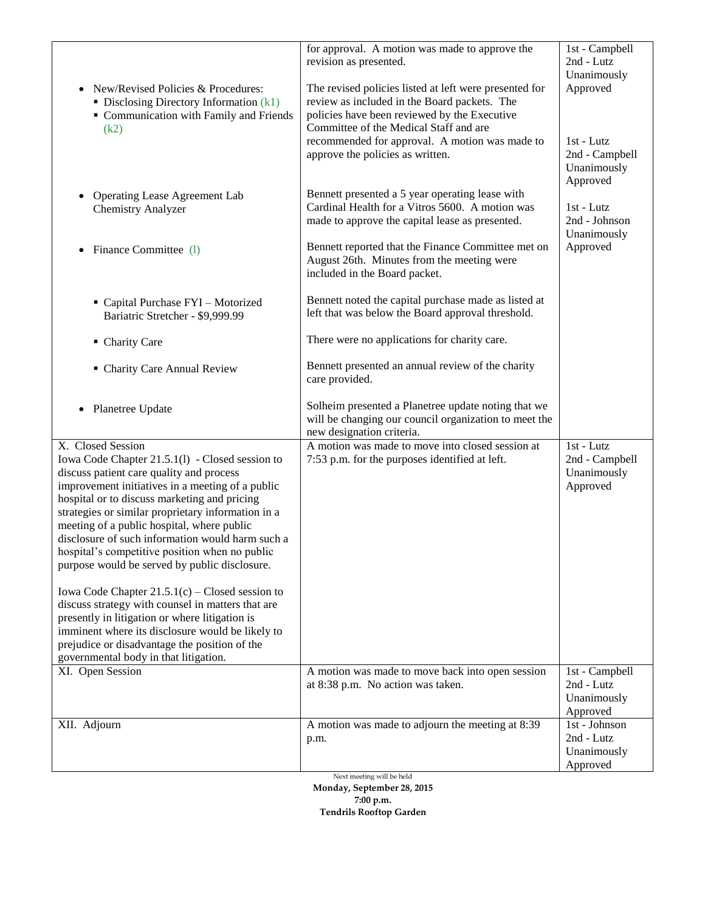| | | |
|---|---|---|
| | for approval. A motion was made to approve the revision as presented. | 1st - Campbell<br>2nd - Lutz<br>Unanimously Approved |
| • New/Revised Policies & Procedures:<br>▪ Disclosing Directory Information (k1)<br>▪ Communication with Family and Friends (k2) | The revised policies listed at left were presented for review as included in the Board packets. The policies have been reviewed by the Executive Committee of the Medical Staff and are recommended for approval. A motion was made to approve the policies as written. | 1st - Lutz<br>2nd - Campbell<br>Unanimously Approved |
| • Operating Lease Agreement Lab Chemistry Analyzer | Bennett presented a 5 year operating lease with Cardinal Health for a Vitros 5600. A motion was made to approve the capital lease as presented. | 1st - Lutz<br>2nd - Johnson<br>Unanimously Approved |
| • Finance Committee (l) | Bennett reported that the Finance Committee met on August 26th. Minutes from the meeting were included in the Board packet. | |
| ▪ Capital Purchase FYI – Motorized Bariatric Stretcher - $9,999.99 | Bennett noted the capital purchase made as listed at left that was below the Board approval threshold. | |
| ▪ Charity Care | There were no applications for charity care. | |
| ▪ Charity Care Annual Review | Bennett presented an annual review of the charity care provided. | |
| • Planetree Update | Solheim presented a Planetree update noting that we will be changing our council organization to meet the new designation criteria. | |
| X. Closed Session<br>Iowa Code Chapter 21.5.1(l) - Closed session to discuss patient care quality and process improvement initiatives in a meeting of a public hospital or to discuss marketing and pricing strategies or similar proprietary information in a meeting of a public hospital, where public disclosure of such information would harm such a hospital's competitive position when no public purpose would be served by public disclosure.<br><br>Iowa Code Chapter 21.5.1(c) – Closed session to discuss strategy with counsel in matters that are presently in litigation or where litigation is imminent where its disclosure would be likely to prejudice or disadvantage the position of the governmental body in that litigation. | A motion was made to move into closed session at 7:53 p.m. for the purposes identified at left. | 1st - Lutz<br>2nd - Campbell<br>Unanimously Approved |
| XI. Open Session | A motion was made to move back into open session at 8:38 p.m. No action was taken. | 1st - Campbell<br>2nd - Lutz<br>Unanimously Approved |
| XII. Adjourn | A motion was made to adjourn the meeting at 8:39 p.m. | 1st - Johnson<br>2nd - Lutz<br>Unanimously Approved |

Next meeting will be held

**Monday, September 28, 2015**

**7:00 p.m.**

**Tendrils Rooftop Garden**